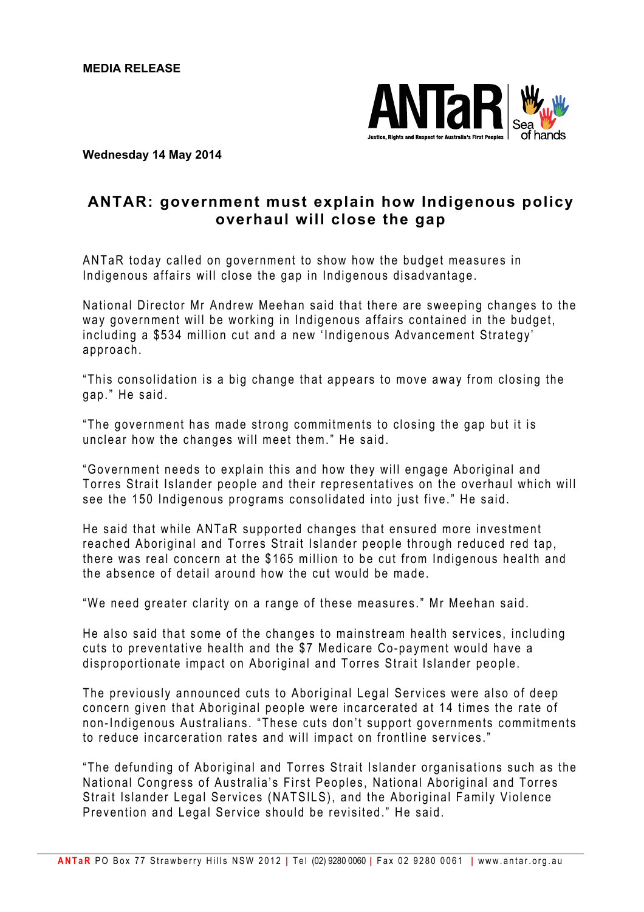**MEDIA RELEASE**

ANTaR Justice, Rights and Respect for Australia's First Peoples | Sea of hands

**Wednesday 14 May 2014**

## ANTAR: government must explain how Indigenous policy overhaul will close the gap

ANTaR today called on government to show how the budget measures in Indigenous affairs will close the gap in Indigenous disadvantage.

National Director Mr Andrew Meehan said that there are sweeping changes to the way government will be working in Indigenous affairs contained in the budget, including a $534 million cut and a new 'Indigenous Advancement Strategy' approach.

"This consolidation is a big change that appears to move away from closing the gap." He said.

"The government has made strong commitments to closing the gap but it is unclear how the changes will meet them." He said.

"Government needs to explain this and how they will engage Aboriginal and Torres Strait Islander people and their representatives on the overhaul which will see the 150 Indigenous programs consolidated into just five." He said.

He said that while ANTaR supported changes that ensured more investment reached Aboriginal and Torres Strait Islander people through reduced red tap, there was real concern at the $165 million to be cut from Indigenous health and the absence of detail around how the cut would be made.

"We need greater clarity on a range of these measures." Mr Meehan said.

He also said that some of the changes to mainstream health services, including cuts to preventative health and the $7 Medicare Co-payment would have a disproportionate impact on Aboriginal and Torres Strait Islander people.

The previously announced cuts to Aboriginal Legal Services were also of deep concern given that Aboriginal people were incarcerated at 14 times the rate of non-Indigenous Australians. "These cuts don't support governments commitments to reduce incarceration rates and will impact on frontline services."

"The defunding of Aboriginal and Torres Strait Islander organisations such as the National Congress of Australia's First Peoples, National Aboriginal and Torres Strait Islander Legal Services (NATSILS), and the Aboriginal Family Violence Prevention and Legal Service should be revisited." He said.

**ANTaR** PO Box 77 Strawberry Hills NSW 2012 | Tel (02) 9280 0060 | Fax 02 9280 0061 | www.antar.org.au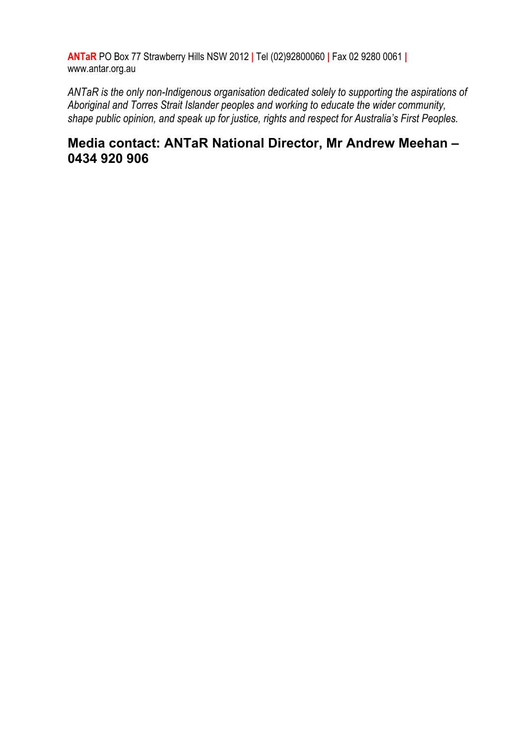**ANTaR** PO Box 77 Strawberry Hills NSW 2012 | Tel (02)92800060 | Fax 02 9280 0061 | www.antar.org.au

*ANTaR is the only non-Indigenous organisation dedicated solely to supporting the aspirations of Aboriginal and Torres Strait Islander peoples and working to educate the wider community, shape public opinion, and speak up for justice, rights and respect for Australia's First Peoples.*

## Media contact: ANTaR National Director, Mr Andrew Meehan – 0434 920 906